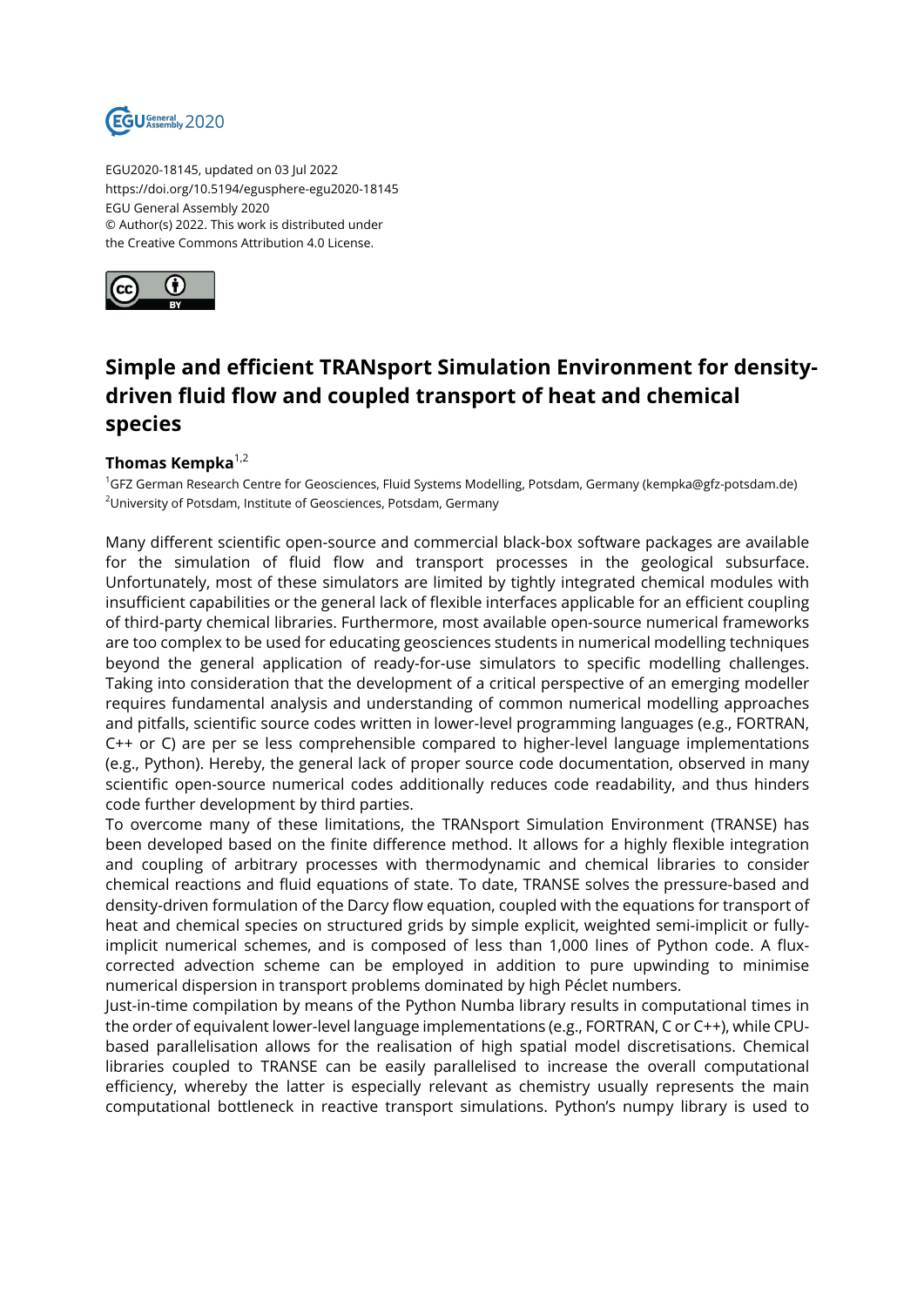EGU2020-18145, updated on 03 Jul 2022
https://doi.org/10.5194/egusphere-egu2020-18145
EGU General Assembly 2020
© Author(s) 2022. This work is distributed under
the Creative Commons Attribution 4.0 License.

# Simple and efficient TRANsport Simulation Environment for density-driven fluid flow and coupled transport of heat and chemical species

**Thomas Kempka**[1,2]

[1]GFZ German Research Centre for Geosciences, Fluid Systems Modelling, Potsdam, Germany (kempka@gfz-potsdam.de)
[2]University of Potsdam, Institute of Geosciences, Potsdam, Germany

Many different scientific open-source and commercial black-box software packages are available for the simulation of fluid flow and transport processes in the geological subsurface. Unfortunately, most of these simulators are limited by tightly integrated chemical modules with insufficient capabilities or the general lack of flexible interfaces applicable for an efficient coupling of third-party chemical libraries. Furthermore, most available open-source numerical frameworks are too complex to be used for educating geosciences students in numerical modelling techniques beyond the general application of ready-for-use simulators to specific modelling challenges. Taking into consideration that the development of a critical perspective of an emerging modeller requires fundamental analysis and understanding of common numerical modelling approaches and pitfalls, scientific source codes written in lower-level programming languages (e.g., FORTRAN, C++ or C) are per se less comprehensible compared to higher-level language implementations (e.g., Python). Hereby, the general lack of proper source code documentation, observed in many scientific open-source numerical codes additionally reduces code readability, and thus hinders code further development by third parties.

To overcome many of these limitations, the TRANsport Simulation Environment (TRANSE) has been developed based on the finite difference method. It allows for a highly flexible integration and coupling of arbitrary processes with thermodynamic and chemical libraries to consider chemical reactions and fluid equations of state. To date, TRANSE solves the pressure-based and density-driven formulation of the Darcy flow equation, coupled with the equations for transport of heat and chemical species on structured grids by simple explicit, weighted semi-implicit or fully-implicit numerical schemes, and is composed of less than 1,000 lines of Python code. A flux-corrected advection scheme can be employed in addition to pure upwinding to minimise numerical dispersion in transport problems dominated by high Péclet numbers.

Just-in-time compilation by means of the Python Numba library results in computational times in the order of equivalent lower-level language implementations (e.g., FORTRAN, C or C++), while CPU-based parallelisation allows for the realisation of high spatial model discretisations. Chemical libraries coupled to TRANSE can be easily parallelised to increase the overall computational efficiency, whereby the latter is especially relevant as chemistry usually represents the main computational bottleneck in reactive transport simulations. Python's numpy library is used to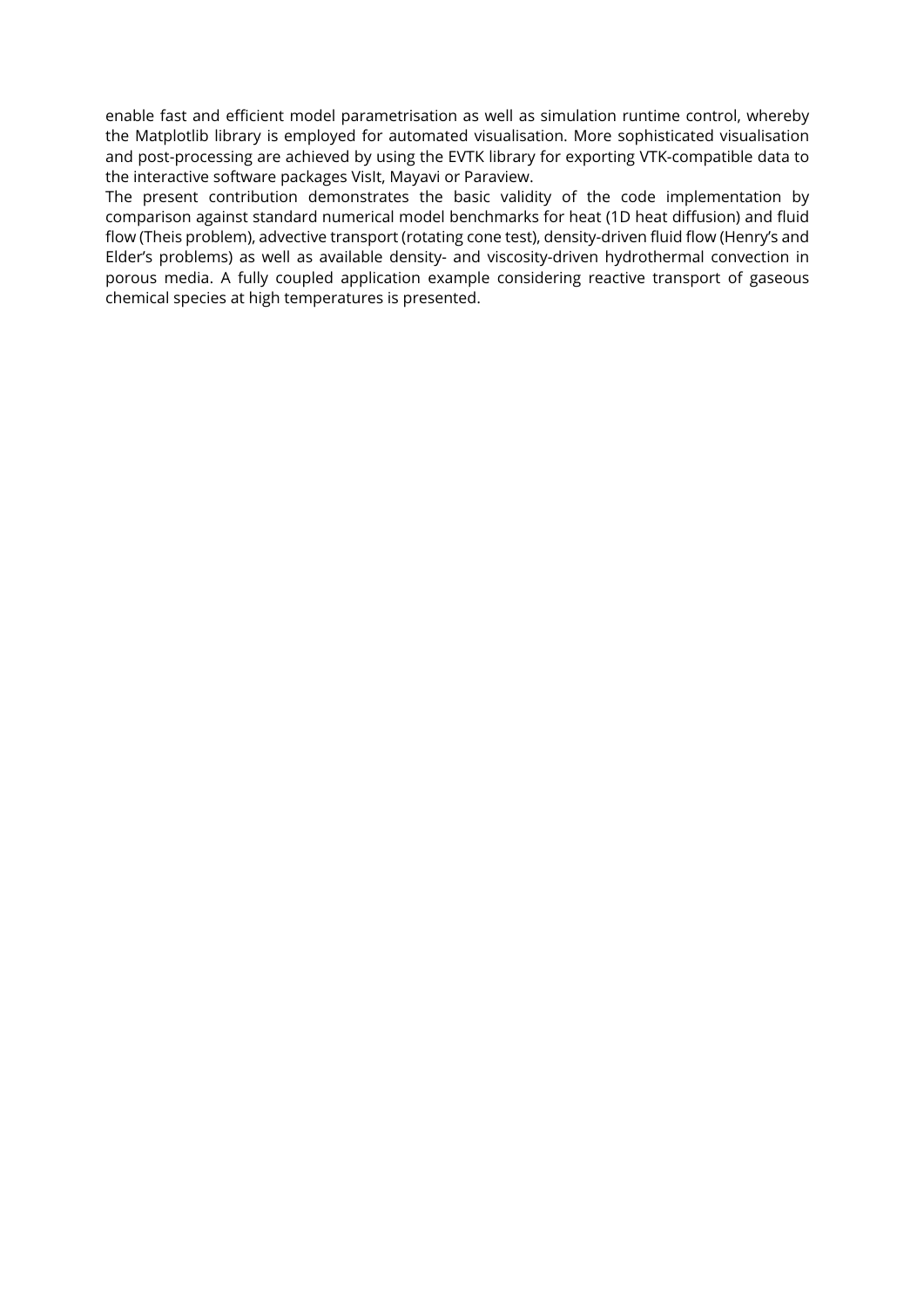enable fast and efficient model parametrisation as well as simulation runtime control, whereby the Matplotlib library is employed for automated visualisation. More sophisticated visualisation and post-processing are achieved by using the EVTK library for exporting VTK-compatible data to the interactive software packages VisIt, Mayavi or Paraview.

The present contribution demonstrates the basic validity of the code implementation by comparison against standard numerical model benchmarks for heat (1D heat diffusion) and fluid flow (Theis problem), advective transport (rotating cone test), density-driven fluid flow (Henry's and Elder's problems) as well as available density- and viscosity-driven hydrothermal convection in porous media. A fully coupled application example considering reactive transport of gaseous chemical species at high temperatures is presented.